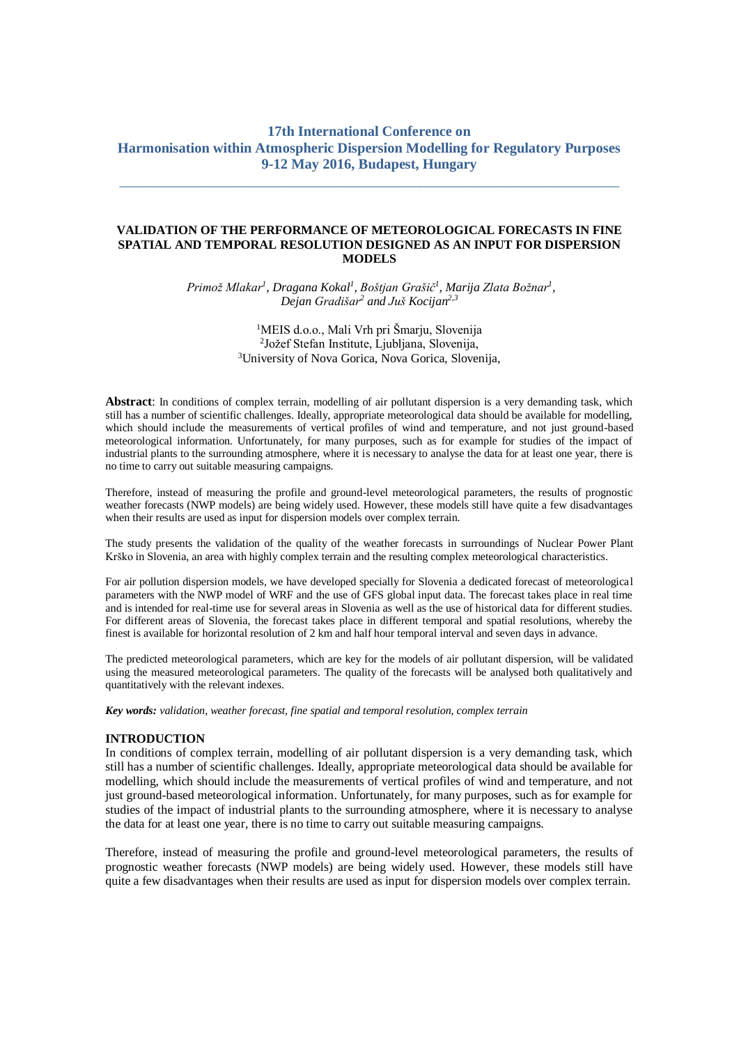**17th International Conference on**
**Harmonisation within Atmospheric Dispersion Modelling for Regulatory Purposes**
**9-12 May 2016, Budapest, Hungary**

---

# VALIDATION OF THE PERFORMANCE OF METEOROLOGICAL FORECASTS IN FINE SPATIAL AND TEMPORAL RESOLUTION DESIGNED AS AN INPUT FOR DISPERSION MODELS

*Primož Mlakar[1], Dragana Kokal[1], Boštjan Grašič[1], Marija Zlata Božnar[1], Dejan Gradišar[2] and Juš Kocijan[2,3]*

[1]MEIS d.o.o., Mali Vrh pri Šmarju, Slovenija
[2]Jožef Stefan Institute, Ljubljana, Slovenija,
[3]University of Nova Gorica, Nova Gorica, Slovenija,

**Abstract**: In conditions of complex terrain, modelling of air pollutant dispersion is a very demanding task, which still has a number of scientific challenges. Ideally, appropriate meteorological data should be available for modelling, which should include the measurements of vertical profiles of wind and temperature, and not just ground-based meteorological information. Unfortunately, for many purposes, such as for example for studies of the impact of industrial plants to the surrounding atmosphere, where it is necessary to analyse the data for at least one year, there is no time to carry out suitable measuring campaigns.

Therefore, instead of measuring the profile and ground-level meteorological parameters, the results of prognostic weather forecasts (NWP models) are being widely used. However, these models still have quite a few disadvantages when their results are used as input for dispersion models over complex terrain.

The study presents the validation of the quality of the weather forecasts in surroundings of Nuclear Power Plant Krško in Slovenia, an area with highly complex terrain and the resulting complex meteorological characteristics.

For air pollution dispersion models, we have developed specially for Slovenia a dedicated forecast of meteorological parameters with the NWP model of WRF and the use of GFS global input data. The forecast takes place in real time and is intended for real-time use for several areas in Slovenia as well as the use of historical data for different studies. For different areas of Slovenia, the forecast takes place in different temporal and spatial resolutions, whereby the finest is available for horizontal resolution of 2 km and half hour temporal interval and seven days in advance.

The predicted meteorological parameters, which are key for the models of air pollutant dispersion, will be validated using the measured meteorological parameters. The quality of the forecasts will be analysed both qualitatively and quantitatively with the relevant indexes.

***Key words:*** *validation, weather forecast, fine spatial and temporal resolution, complex terrain*

## INTRODUCTION

In conditions of complex terrain, modelling of air pollutant dispersion is a very demanding task, which still has a number of scientific challenges. Ideally, appropriate meteorological data should be available for modelling, which should include the measurements of vertical profiles of wind and temperature, and not just ground-based meteorological information. Unfortunately, for many purposes, such as for example for studies of the impact of industrial plants to the surrounding atmosphere, where it is necessary to analyse the data for at least one year, there is no time to carry out suitable measuring campaigns.

Therefore, instead of measuring the profile and ground-level meteorological parameters, the results of prognostic weather forecasts (NWP models) are being widely used. However, these models still have quite a few disadvantages when their results are used as input for dispersion models over complex terrain.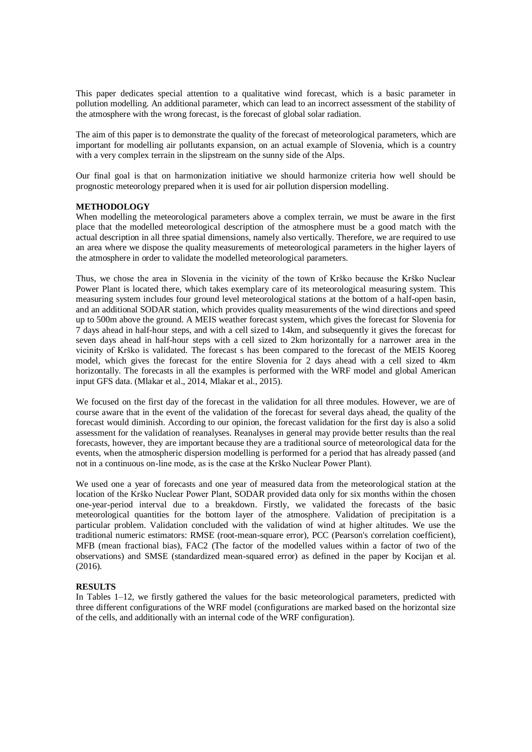This paper dedicates special attention to a qualitative wind forecast, which is a basic parameter in pollution modelling. An additional parameter, which can lead to an incorrect assessment of the stability of the atmosphere with the wrong forecast, is the forecast of global solar radiation.

The aim of this paper is to demonstrate the quality of the forecast of meteorological parameters, which are important for modelling air pollutants expansion, on an actual example of Slovenia, which is a country with a very complex terrain in the slipstream on the sunny side of the Alps.

Our final goal is that on harmonization initiative we should harmonize criteria how well should be prognostic meteorology prepared when it is used for air pollution dispersion modelling.

## METHODOLOGY

When modelling the meteorological parameters above a complex terrain, we must be aware in the first place that the modelled meteorological description of the atmosphere must be a good match with the actual description in all three spatial dimensions, namely also vertically. Therefore, we are required to use an area where we dispose the quality measurements of meteorological parameters in the higher layers of the atmosphere in order to validate the modelled meteorological parameters.

Thus, we chose the area in Slovenia in the vicinity of the town of Krško because the Krško Nuclear Power Plant is located there, which takes exemplary care of its meteorological measuring system. This measuring system includes four ground level meteorological stations at the bottom of a half-open basin, and an additional SODAR station, which provides quality measurements of the wind directions and speed up to 500m above the ground. A MEIS weather forecast system, which gives the forecast for Slovenia for 7 days ahead in half-hour steps, and with a cell sized to 14km, and subsequently it gives the forecast for seven days ahead in half-hour steps with a cell sized to 2km horizontally for a narrower area in the vicinity of Krško is validated. The forecast s has been compared to the forecast of the MEIS Kooreg model, which gives the forecast for the entire Slovenia for 2 days ahead with a cell sized to 4km horizontally. The forecasts in all the examples is performed with the WRF model and global American input GFS data. (Mlakar et al., 2014, Mlakar et al., 2015).

We focused on the first day of the forecast in the validation for all three modules. However, we are of course aware that in the event of the validation of the forecast for several days ahead, the quality of the forecast would diminish. According to our opinion, the forecast validation for the first day is also a solid assessment for the validation of reanalyses. Reanalyses in general may provide better results than the real forecasts, however, they are important because they are a traditional source of meteorological data for the events, when the atmospheric dispersion modelling is performed for a period that has already passed (and not in a continuous on-line mode, as is the case at the Krško Nuclear Power Plant).

We used one a year of forecasts and one year of measured data from the meteorological station at the location of the Krško Nuclear Power Plant, SODAR provided data only for six months within the chosen one-year-period interval due to a breakdown. Firstly, we validated the forecasts of the basic meteorological quantities for the bottom layer of the atmosphere. Validation of precipitation is a particular problem. Validation concluded with the validation of wind at higher altitudes. We use the traditional numeric estimators: RMSE (root-mean-square error), PCC (Pearson's correlation coefficient), MFB (mean fractional bias), FAC2 (The factor of the modelled values within a factor of two of the observations) and SMSE (standardized mean-squared error) as defined in the paper by Kocijan et al. (2016).

## RESULTS

In Tables 1–12, we firstly gathered the values for the basic meteorological parameters, predicted with three different configurations of the WRF model (configurations are marked based on the horizontal size of the cells, and additionally with an internal code of the WRF configuration).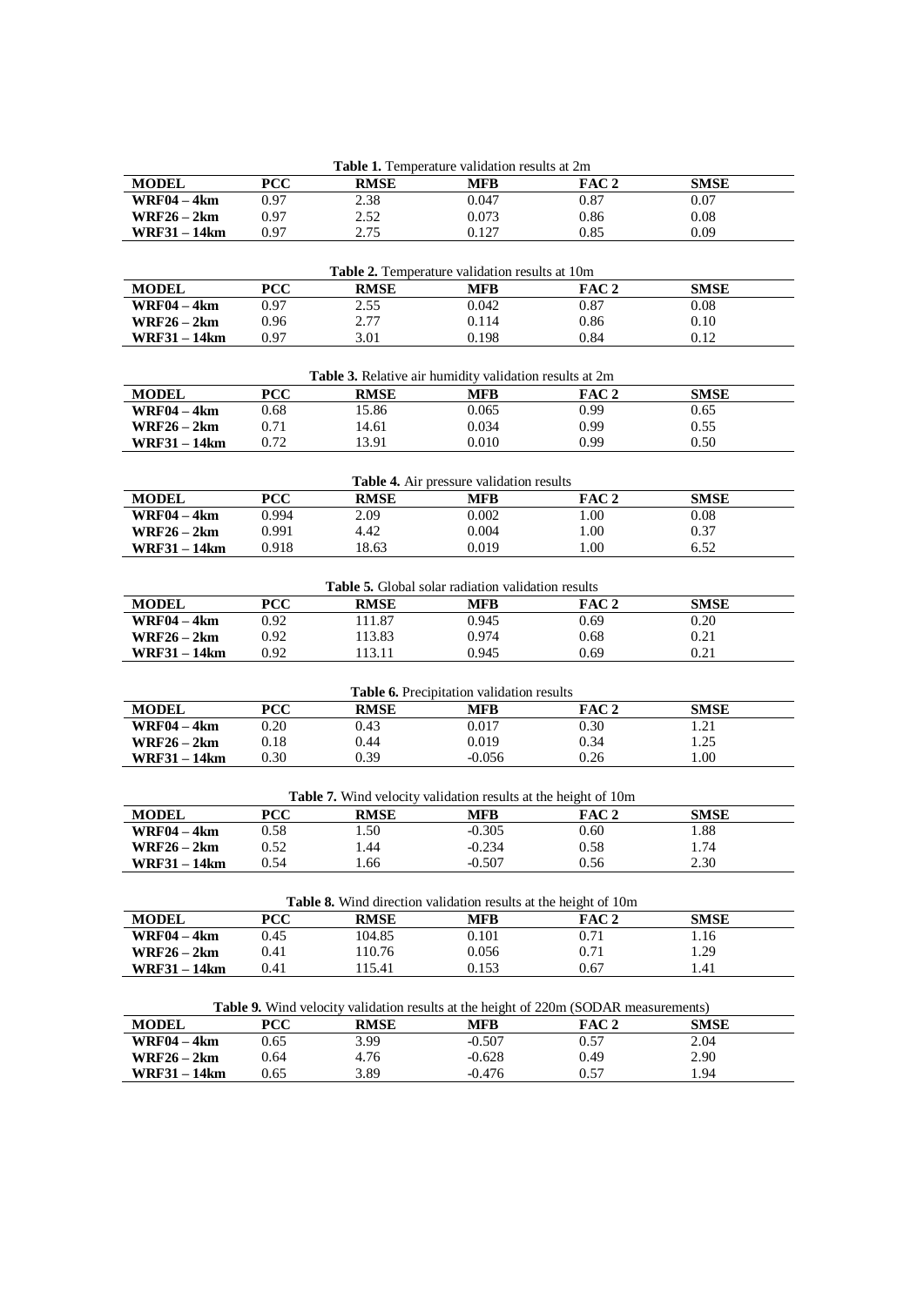**Table 1.** Temperature validation results at 2m

| MODEL | PCC | RMSE | MFB | FAC 2 | SMSE |
|---|---|---|---|---|---|
| **WRF04 – 4km** | 0.97 | 2.38 | 0.047 | 0.87 | 0.07 |
| **WRF26 – 2km** | 0.97 | 2.52 | 0.073 | 0.86 | 0.08 |
| **WRF31 – 14km** | 0.97 | 2.75 | 0.127 | 0.85 | 0.09 |

**Table 2.** Temperature validation results at 10m

| MODEL | PCC | RMSE | MFB | FAC 2 | SMSE |
|---|---|---|---|---|---|
| **WRF04 – 4km** | 0.97 | 2.55 | 0.042 | 0.87 | 0.08 |
| **WRF26 – 2km** | 0.96 | 2.77 | 0.114 | 0.86 | 0.10 |
| **WRF31 – 14km** | 0.97 | 3.01 | 0.198 | 0.84 | 0.12 |

**Table 3.** Relative air humidity validation results at 2m

| MODEL | PCC | RMSE | MFB | FAC 2 | SMSE |
|---|---|---|---|---|---|
| **WRF04 – 4km** | 0.68 | 15.86 | 0.065 | 0.99 | 0.65 |
| **WRF26 – 2km** | 0.71 | 14.61 | 0.034 | 0.99 | 0.55 |
| **WRF31 – 14km** | 0.72 | 13.91 | 0.010 | 0.99 | 0.50 |

**Table 4.** Air pressure validation results

| MODEL | PCC | RMSE | MFB | FAC 2 | SMSE |
|---|---|---|---|---|---|
| **WRF04 – 4km** | 0.994 | 2.09 | 0.002 | 1.00 | 0.08 |
| **WRF26 – 2km** | 0.991 | 4.42 | 0.004 | 1.00 | 0.37 |
| **WRF31 – 14km** | 0.918 | 18.63 | 0.019 | 1.00 | 6.52 |

**Table 5.** Global solar radiation validation results

| MODEL | PCC | RMSE | MFB | FAC 2 | SMSE |
|---|---|---|---|---|---|
| **WRF04 – 4km** | 0.92 | 111.87 | 0.945 | 0.69 | 0.20 |
| **WRF26 – 2km** | 0.92 | 113.83 | 0.974 | 0.68 | 0.21 |
| **WRF31 – 14km** | 0.92 | 113.11 | 0.945 | 0.69 | 0.21 |

**Table 6.** Precipitation validation results

| MODEL | PCC | RMSE | MFB | FAC 2 | SMSE |
|---|---|---|---|---|---|
| **WRF04 – 4km** | 0.20 | 0.43 | 0.017 | 0.30 | 1.21 |
| **WRF26 – 2km** | 0.18 | 0.44 | 0.019 | 0.34 | 1.25 |
| **WRF31 – 14km** | 0.30 | 0.39 | -0.056 | 0.26 | 1.00 |

**Table 7.** Wind velocity validation results at the height of 10m

| MODEL | PCC | RMSE | MFB | FAC 2 | SMSE |
|---|---|---|---|---|---|
| **WRF04 – 4km** | 0.58 | 1.50 | -0.305 | 0.60 | 1.88 |
| **WRF26 – 2km** | 0.52 | 1.44 | -0.234 | 0.58 | 1.74 |
| **WRF31 – 14km** | 0.54 | 1.66 | -0.507 | 0.56 | 2.30 |

**Table 8.** Wind direction validation results at the height of 10m

| MODEL | PCC | RMSE | MFB | FAC 2 | SMSE |
|---|---|---|---|---|---|
| **WRF04 – 4km** | 0.45 | 104.85 | 0.101 | 0.71 | 1.16 |
| **WRF26 – 2km** | 0.41 | 110.76 | 0.056 | 0.71 | 1.29 |
| **WRF31 – 14km** | 0.41 | 115.41 | 0.153 | 0.67 | 1.41 |

**Table 9.** Wind velocity validation results at the height of 220m (SODAR measurements)

| MODEL | PCC | RMSE | MFB | FAC 2 | SMSE |
|---|---|---|---|---|---|
| **WRF04 – 4km** | 0.65 | 3.99 | -0.507 | 0.57 | 2.04 |
| **WRF26 – 2km** | 0.64 | 4.76 | -0.628 | 0.49 | 2.90 |
| **WRF31 – 14km** | 0.65 | 3.89 | -0.476 | 0.57 | 1.94 |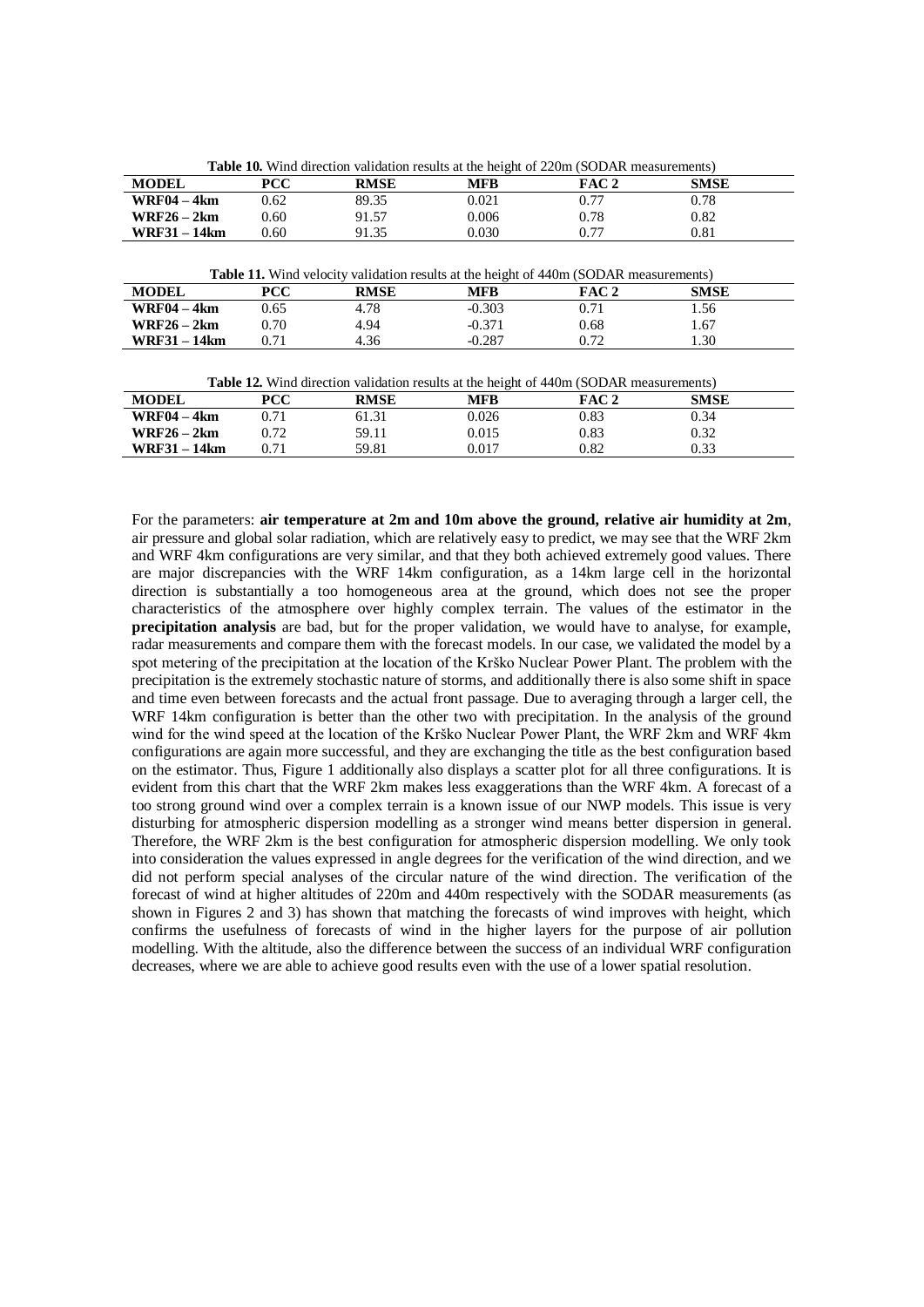**Table 10.** Wind direction validation results at the height of 220m (SODAR measurements)

| MODEL | PCC | RMSE | MFB | FAC 2 | SMSE |
|---|---|---|---|---|---|
| **WRF04 – 4km** | 0.62 | 89.35 | 0.021 | 0.77 | 0.78 |
| **WRF26 – 2km** | 0.60 | 91.57 | 0.006 | 0.78 | 0.82 |
| **WRF31 – 14km** | 0.60 | 91.35 | 0.030 | 0.77 | 0.81 |

**Table 11.** Wind velocity validation results at the height of 440m (SODAR measurements)

| MODEL | PCC | RMSE | MFB | FAC 2 | SMSE |
|---|---|---|---|---|---|
| **WRF04 – 4km** | 0.65 | 4.78 | -0.303 | 0.71 | 1.56 |
| **WRF26 – 2km** | 0.70 | 4.94 | -0.371 | 0.68 | 1.67 |
| **WRF31 – 14km** | 0.71 | 4.36 | -0.287 | 0.72 | 1.30 |

**Table 12.** Wind direction validation results at the height of 440m (SODAR measurements)

| MODEL | PCC | RMSE | MFB | FAC 2 | SMSE |
|---|---|---|---|---|---|
| **WRF04 – 4km** | 0.71 | 61.31 | 0.026 | 0.83 | 0.34 |
| **WRF26 – 2km** | 0.72 | 59.11 | 0.015 | 0.83 | 0.32 |
| **WRF31 – 14km** | 0.71 | 59.81 | 0.017 | 0.82 | 0.33 |

For the parameters: **air temperature at 2m and 10m above the ground, relative air humidity at 2m**, air pressure and global solar radiation, which are relatively easy to predict, we may see that the WRF 2km and WRF 4km configurations are very similar, and that they both achieved extremely good values. There are major discrepancies with the WRF 14km configuration, as a 14km large cell in the horizontal direction is substantially a too homogeneous area at the ground, which does not see the proper characteristics of the atmosphere over highly complex terrain. The values of the estimator in the **precipitation analysis** are bad, but for the proper validation, we would have to analyse, for example, radar measurements and compare them with the forecast models. In our case, we validated the model by a spot metering of the precipitation at the location of the Krško Nuclear Power Plant. The problem with the precipitation is the extremely stochastic nature of storms, and additionally there is also some shift in space and time even between forecasts and the actual front passage. Due to averaging through a larger cell, the WRF 14km configuration is better than the other two with precipitation. In the analysis of the ground wind for the wind speed at the location of the Krško Nuclear Power Plant, the WRF 2km and WRF 4km configurations are again more successful, and they are exchanging the title as the best configuration based on the estimator. Thus, Figure 1 additionally also displays a scatter plot for all three configurations. It is evident from this chart that the WRF 2km makes less exaggerations than the WRF 4km. A forecast of a too strong ground wind over a complex terrain is a known issue of our NWP models. This issue is very disturbing for atmospheric dispersion modelling as a stronger wind means better dispersion in general. Therefore, the WRF 2km is the best configuration for atmospheric dispersion modelling. We only took into consideration the values expressed in angle degrees for the verification of the wind direction, and we did not perform special analyses of the circular nature of the wind direction. The verification of the forecast of wind at higher altitudes of 220m and 440m respectively with the SODAR measurements (as shown in Figures 2 and 3) has shown that matching the forecasts of wind improves with height, which confirms the usefulness of forecasts of wind in the higher layers for the purpose of air pollution modelling. With the altitude, also the difference between the success of an individual WRF configuration decreases, where we are able to achieve good results even with the use of a lower spatial resolution.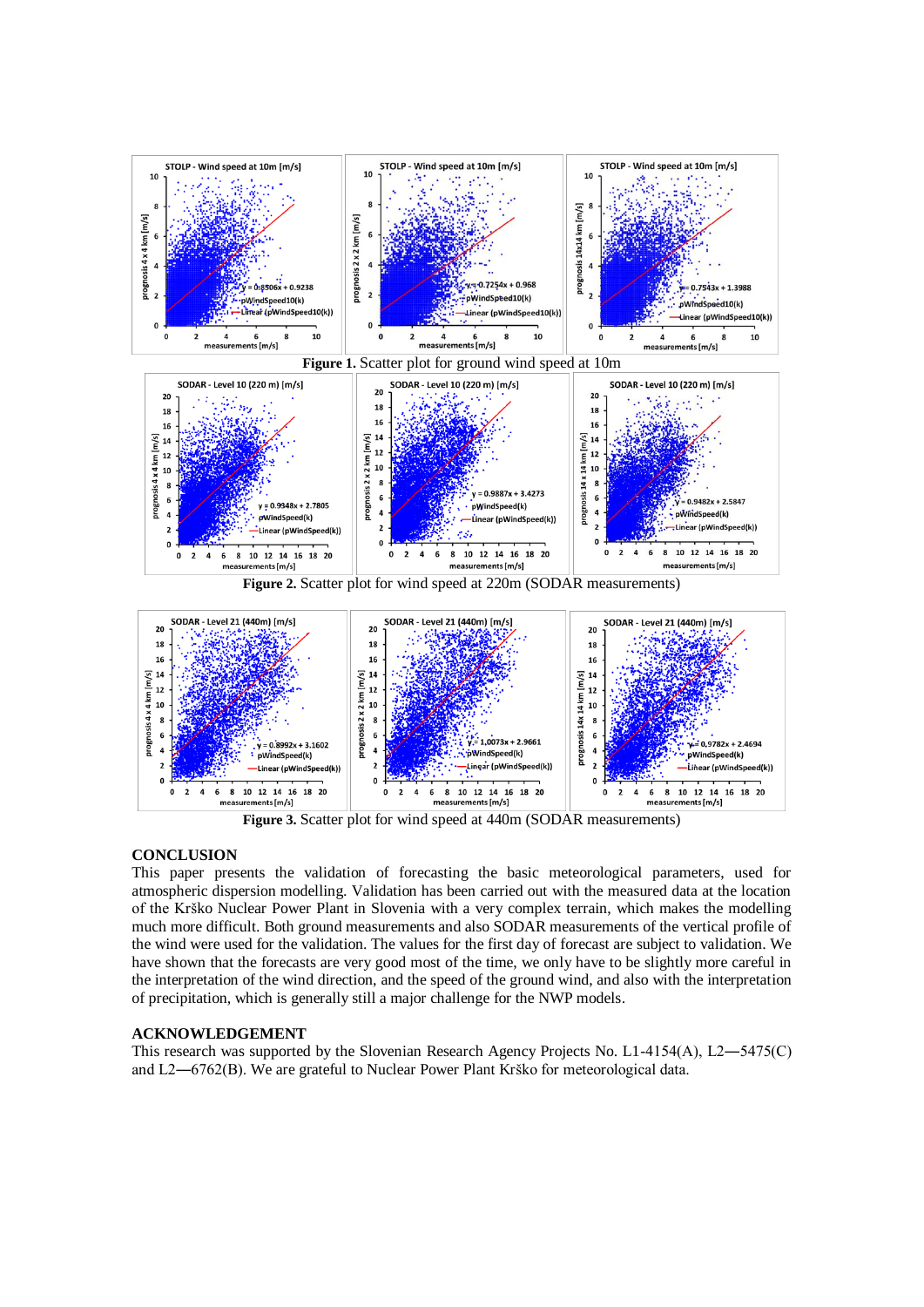**Figure 1.** Scatter plot for ground wind speed at 10m

**Figure 2.** Scatter plot for wind speed at 220m (SODAR measurements)

**Figure 3.** Scatter plot for wind speed at 440m (SODAR measurements)

## CONCLUSION

This paper presents the validation of forecasting the basic meteorological parameters, used for atmospheric dispersion modelling. Validation has been carried out with the measured data at the location of the Krško Nuclear Power Plant in Slovenia with a very complex terrain, which makes the modelling much more difficult. Both ground measurements and also SODAR measurements of the vertical profile of the wind were used for the validation. The values for the first day of forecast are subject to validation. We have shown that the forecasts are very good most of the time, we only have to be slightly more careful in the interpretation of the wind direction, and the speed of the ground wind, and also with the interpretation of precipitation, which is generally still a major challenge for the NWP models.

## ACKNOWLEDGEMENT

This research was supported by the Slovenian Research Agency Projects No. L1-4154(A), L2—5475(C) and L2—6762(B). We are grateful to Nuclear Power Plant Krško for meteorological data.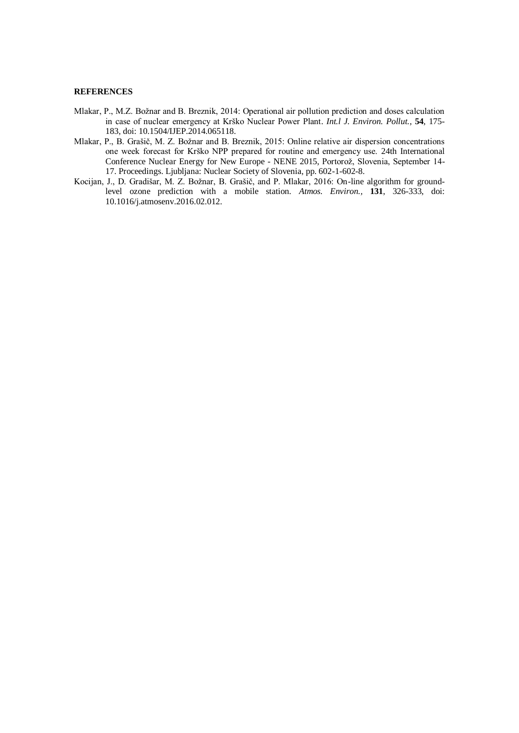**REFERENCES**

Mlakar, P., M.Z. Božnar and B. Breznik, 2014: Operational air pollution prediction and doses calculation in case of nuclear emergency at Krško Nuclear Power Plant. *Int.l J. Environ. Pollut.*, **54**, 175-183, doi: 10.1504/IJEP.2014.065118.

Mlakar, P., B. Grašič, M. Z. Božnar and B. Breznik, 2015: Online relative air dispersion concentrations one week forecast for Krško NPP prepared for routine and emergency use. 24th International Conference Nuclear Energy for New Europe - NENE 2015, Portorož, Slovenia, September 14-17. Proceedings. Ljubljana: Nuclear Society of Slovenia, pp. 602-1-602-8.

Kocijan, J., D. Gradišar, M. Z. Božnar, B. Grašič, and P. Mlakar, 2016: On-line algorithm for ground-level ozone prediction with a mobile station. *Atmos. Environ.*, **131**, 326-333, doi: 10.1016/j.atmosenv.2016.02.012.